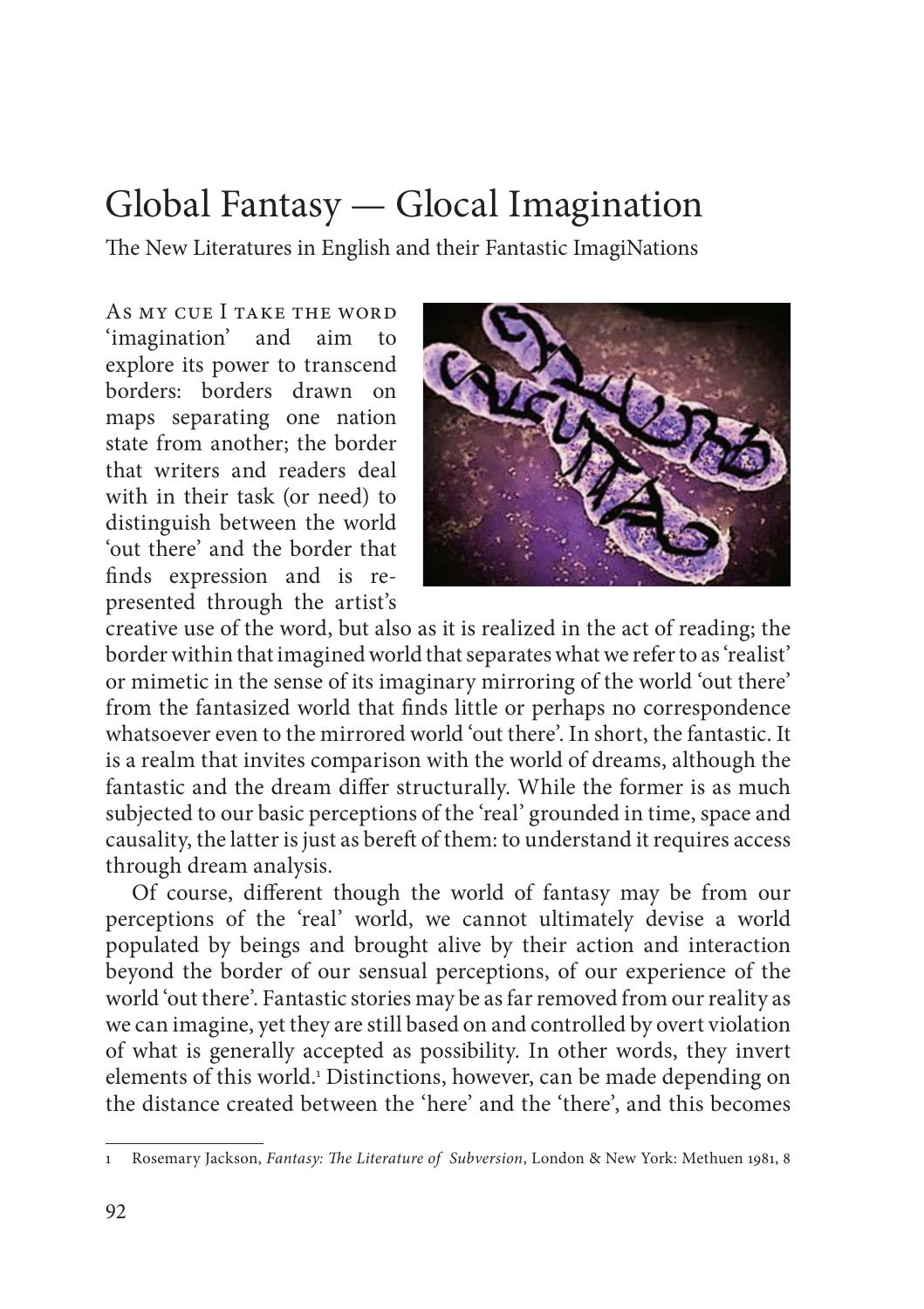# Global Fantasy — Glocal Imagination

The New Literatures in English and their Fantastic ImagiNations

As my cue I take the word 'imagination' and aim to explore its power to transcend borders: borders drawn on maps separating one nation state from another; the border that writers and readers deal with in their task (or need) to distinguish between the world 'out there' and the border that finds expression and is represented through the artist's creative use of the word, but also as it is realized in the act of reading; the border within that imagined world that separates what we refer to as 'realist' or mimetic in the sense of its imaginary mirroring of the world 'out there' from the fantasized world that finds little or perhaps no correspondence whatsoever even to the mirrored world 'out there'. In short, the fantastic. It is a realm that invites comparison with the world of dreams, although the fantastic and the dream differ structurally. While the former is as much subjected to our basic perceptions of the 'real' grounded in time, space and causality, the latter is just as bereft of them: to understand it requires access through dream analysis.

Of course, different though the world of fantasy may be from our perceptions of the 'real' world, we cannot ultimately devise a world populated by beings and brought alive by their action and interaction beyond the border of our sensual perceptions, of our experience of the world 'out there'. Fantastic stories may be as far removed from our reality as we can imagine, yet they are still based on and controlled by overt violation of what is generally accepted as possibility. In other words, they invert elements of this world.[1] Distinctions, however, can be made depending on the distance created between the 'here' and the 'there', and this becomes

---

1 Rosemary Jackson, *Fantasy: The Literature of Subversion*, London & New York: Methuen 1981, 8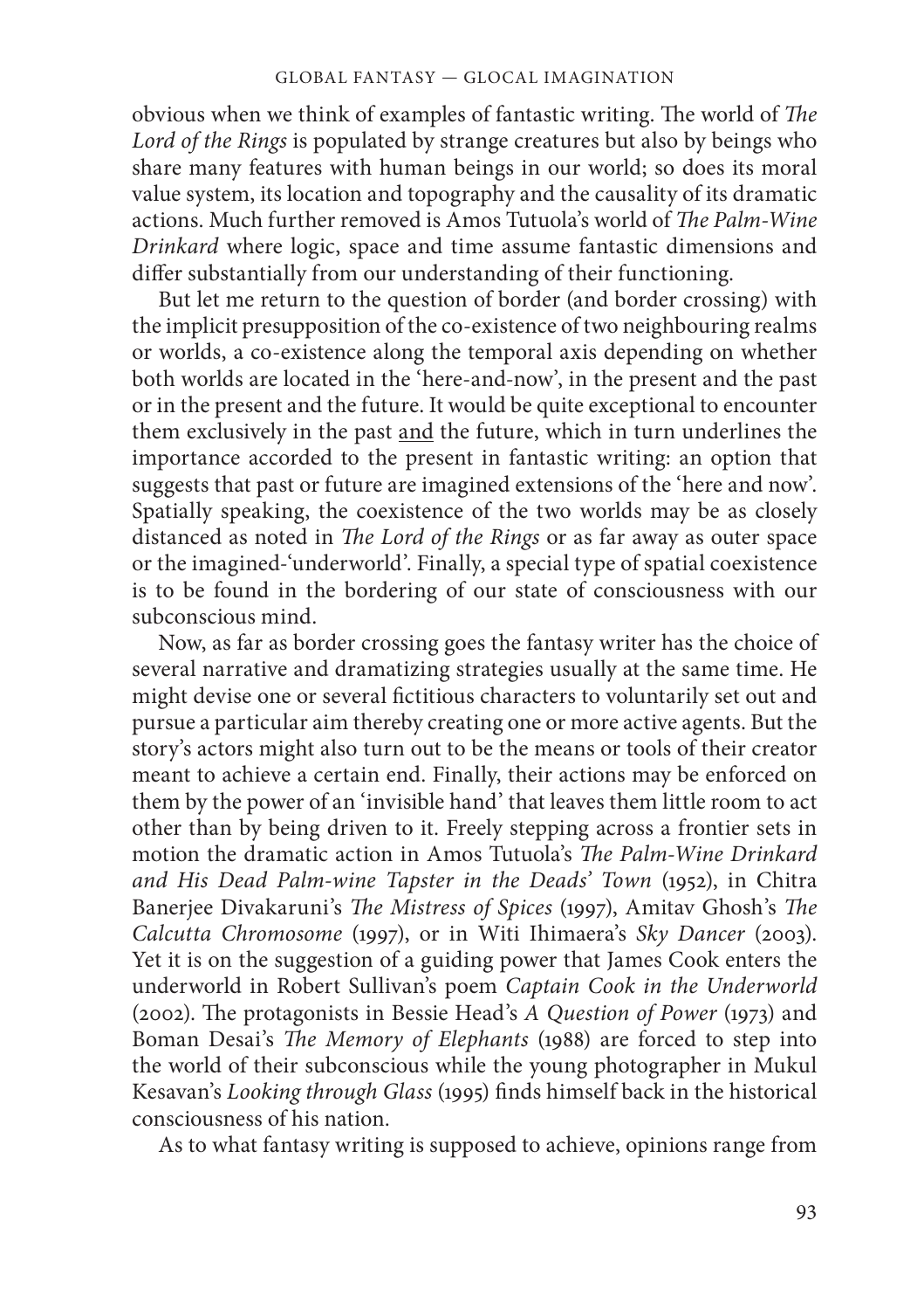obvious when we think of examples of fantastic writing. The world of *The Lord of the Rings* is populated by strange creatures but also by beings who share many features with human beings in our world; so does its moral value system, its location and topography and the causality of its dramatic actions. Much further removed is Amos Tutuola's world of *The Palm-Wine Drinkard* where logic, space and time assume fantastic dimensions and differ substantially from our understanding of their functioning.

But let me return to the question of border (and border crossing) with the implicit presupposition of the co-existence of two neighbouring realms or worlds, a co-existence along the temporal axis depending on whether both worlds are located in the 'here-and-now', in the present and the past or in the present and the future. It would be quite exceptional to encounter them exclusively in the past <u>and</u> the future, which in turn underlines the importance accorded to the present in fantastic writing: an option that suggests that past or future are imagined extensions of the 'here and now'. Spatially speaking, the coexistence of the two worlds may be as closely distanced as noted in *The Lord of the Rings* or as far away as outer space or the imagined-'underworld'. Finally, a special type of spatial coexistence is to be found in the bordering of our state of consciousness with our subconscious mind.

Now, as far as border crossing goes the fantasy writer has the choice of several narrative and dramatizing strategies usually at the same time. He might devise one or several fictitious characters to voluntarily set out and pursue a particular aim thereby creating one or more active agents. But the story's actors might also turn out to be the means or tools of their creator meant to achieve a certain end. Finally, their actions may be enforced on them by the power of an 'invisible hand' that leaves them little room to act other than by being driven to it. Freely stepping across a frontier sets in motion the dramatic action in Amos Tutuola's *The Palm-Wine Drinkard and His Dead Palm-wine Tapster in the Deads' Town* (1952), in Chitra Banerjee Divakaruni's *The Mistress of Spices* (1997), Amitav Ghosh's *The Calcutta Chromosome* (1997), or in Witi Ihimaera's *Sky Dancer* (2003). Yet it is on the suggestion of a guiding power that James Cook enters the underworld in Robert Sullivan's poem *Captain Cook in the Underworld* (2002). The protagonists in Bessie Head's *A Question of Power* (1973) and Boman Desai's *The Memory of Elephants* (1988) are forced to step into the world of their subconscious while the young photographer in Mukul Kesavan's *Looking through Glass* (1995) finds himself back in the historical consciousness of his nation.

As to what fantasy writing is supposed to achieve, opinions range from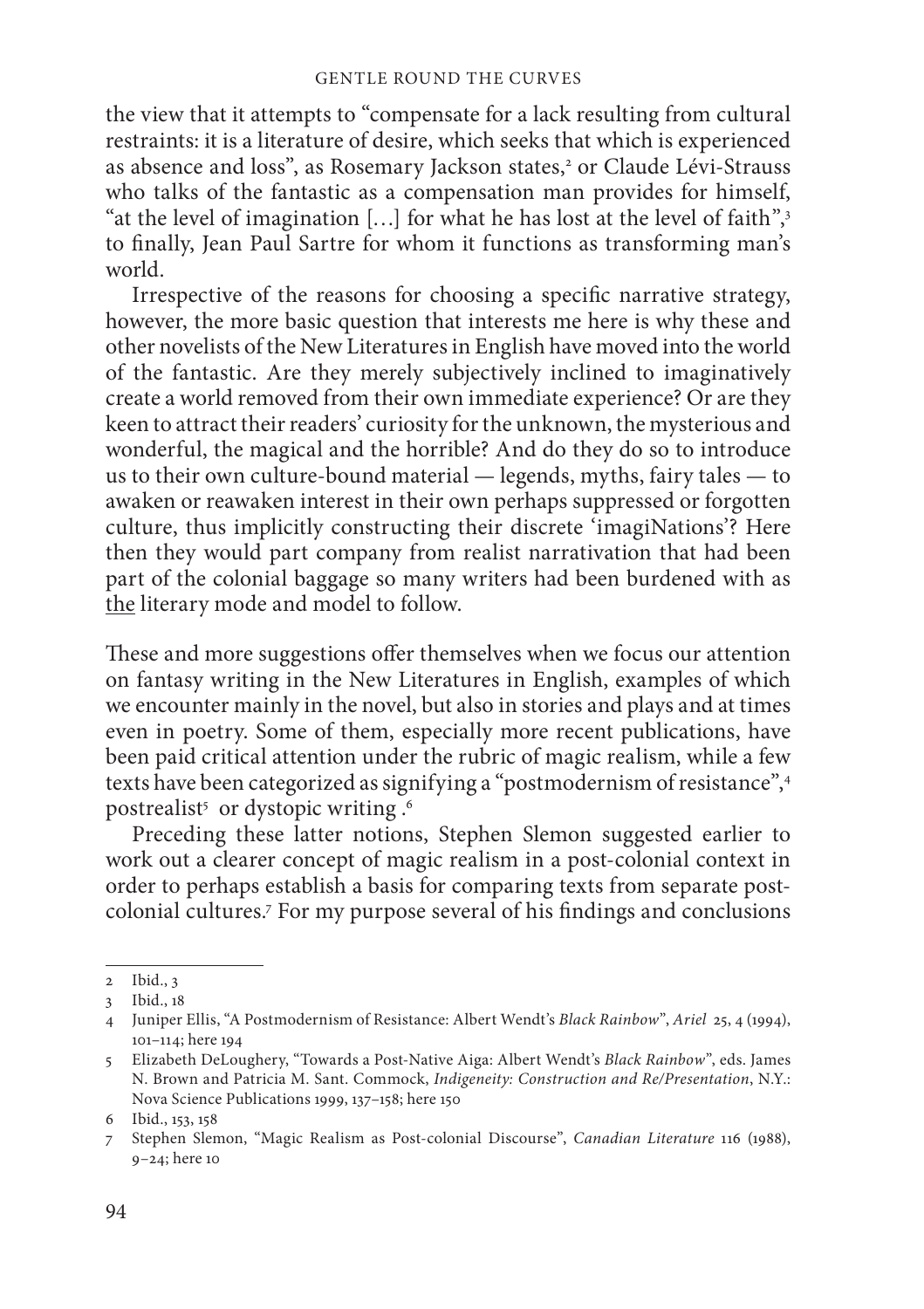the view that it attempts to "compensate for a lack resulting from cultural restraints: it is a literature of desire, which seeks that which is experienced as absence and loss", as Rosemary Jackson states,[2] or Claude Lévi-Strauss who talks of the fantastic as a compensation man provides for himself, "at the level of imagination […] for what he has lost at the level of faith",[3] to finally, Jean Paul Sartre for whom it functions as transforming man's world.

Irrespective of the reasons for choosing a specific narrative strategy, however, the more basic question that interests me here is why these and other novelists of the New Literatures in English have moved into the world of the fantastic. Are they merely subjectively inclined to imaginatively create a world removed from their own immediate experience? Or are they keen to attract their readers' curiosity for the unknown, the mysterious and wonderful, the magical and the horrible? And do they do so to introduce us to their own culture-bound material — legends, myths, fairy tales — to awaken or reawaken interest in their own perhaps suppressed or forgotten culture, thus implicitly constructing their discrete 'imagiNations'? Here then they would part company from realist narrativation that had been part of the colonial baggage so many writers had been burdened with as <u>the</u> literary mode and model to follow.

These and more suggestions offer themselves when we focus our attention on fantasy writing in the New Literatures in English, examples of which we encounter mainly in the novel, but also in stories and plays and at times even in poetry. Some of them, especially more recent publications, have been paid critical attention under the rubric of magic realism, while a few texts have been categorized as signifying a "postmodernism of resistance",[4] postrealist[5] or dystopic writing.[6]

Preceding these latter notions, Stephen Slemon suggested earlier to work out a clearer concept of magic realism in a post-colonial context in order to perhaps establish a basis for comparing texts from separate post-colonial cultures.[7] For my purpose several of his findings and conclusions

---

2 Ibid., 3

3 Ibid., 18

4 Juniper Ellis, "A Postmodernism of Resistance: Albert Wendt's *Black Rainbow*", *Ariel* 25, 4 (1994), 101–114; here 194

5 Elizabeth DeLoughery, "Towards a Post-Native Aiga: Albert Wendt's *Black Rainbow*", eds. James N. Brown and Patricia M. Sant. Commock, *Indigeneity: Construction and Re/Presentation*, N.Y.: Nova Science Publications 1999, 137–158; here 150

6 Ibid., 153, 158

7 Stephen Slemon, "Magic Realism as Post-colonial Discourse", *Canadian Literature* 116 (1988), 9–24; here 10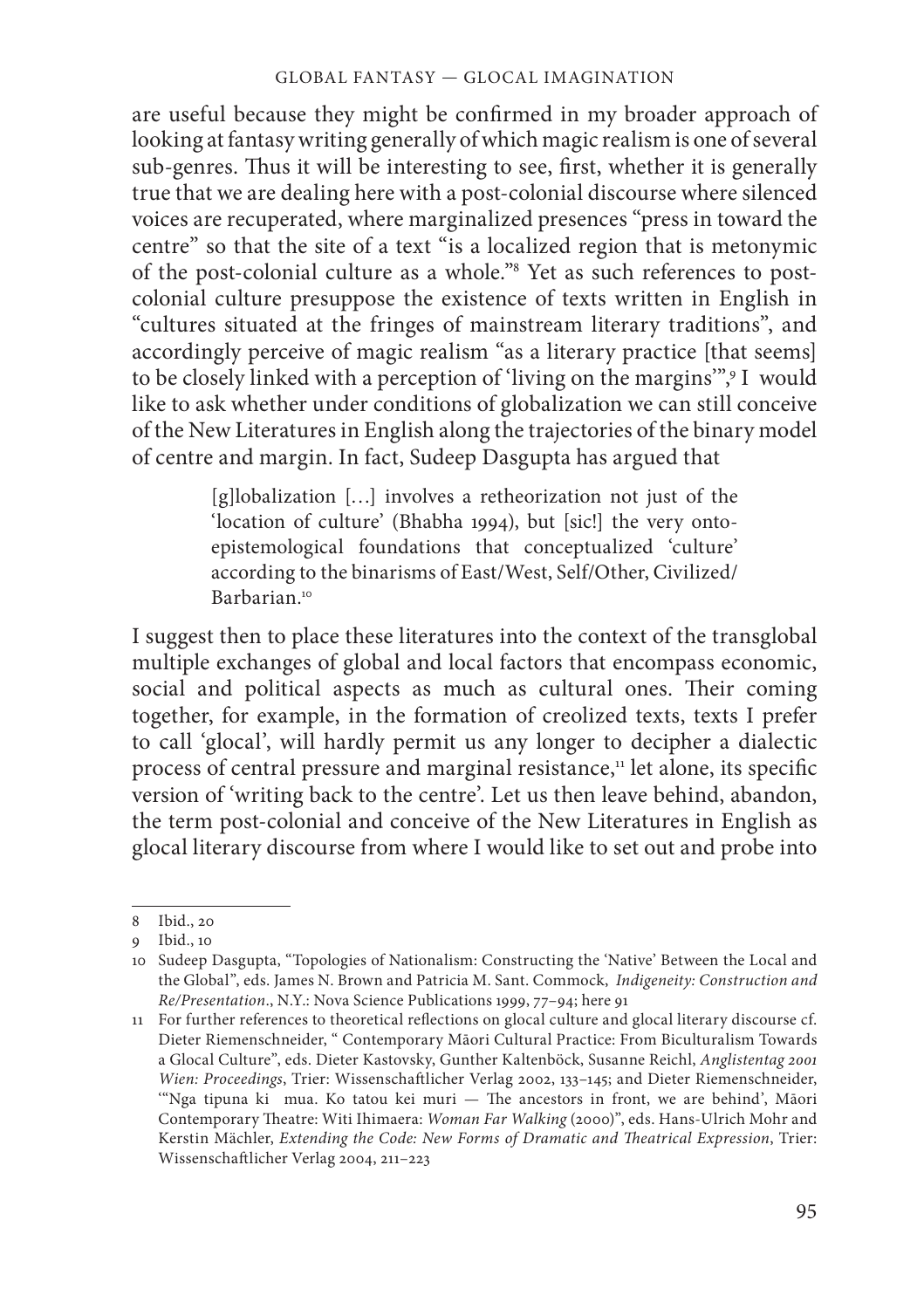are useful because they might be confirmed in my broader approach of looking at fantasy writing generally of which magic realism is one of several sub-genres. Thus it will be interesting to see, first, whether it is generally true that we are dealing here with a post-colonial discourse where silenced voices are recuperated, where marginalized presences "press in toward the centre" so that the site of a text "is a localized region that is metonymic of the post-colonial culture as a whole."[8] Yet as such references to post-colonial culture presuppose the existence of texts written in English in "cultures situated at the fringes of mainstream literary traditions", and accordingly perceive of magic realism "as a literary practice [that seems] to be closely linked with a perception of 'living on the margins'",[9] I would like to ask whether under conditions of globalization we can still conceive of the New Literatures in English along the trajectories of the binary model of centre and margin. In fact, Sudeep Dasgupta has argued that

> [g]lobalization […] involves a retheorization not just of the 'location of culture' (Bhabha 1994), but [sic!] the very onto-epistemological foundations that conceptualized 'culture' according to the binarisms of East/West, Self/Other, Civilized/Barbarian.[10]

I suggest then to place these literatures into the context of the transglobal multiple exchanges of global and local factors that encompass economic, social and political aspects as much as cultural ones. Their coming together, for example, in the formation of creolized texts, texts I prefer to call 'glocal', will hardly permit us any longer to decipher a dialectic process of central pressure and marginal resistance,[11] let alone, its specific version of 'writing back to the centre'. Let us then leave behind, abandon, the term post-colonial and conceive of the New Literatures in English as glocal literary discourse from where I would like to set out and probe into

---

8 Ibid., 20

9 Ibid., 10

10 Sudeep Dasgupta, "Topologies of Nationalism: Constructing the 'Native' Between the Local and the Global", eds. James N. Brown and Patricia M. Sant. Commock, *Indigeneity: Construction and Re/Presentation*., N.Y.: Nova Science Publications 1999, 77–94; here 91

11 For further references to theoretical reflections on glocal culture and glocal literary discourse cf. Dieter Riemenschneider, " Contemporary Māori Cultural Practice: From Biculturalism Towards a Glocal Culture", eds. Dieter Kastovsky, Gunther Kaltenböck, Susanne Reichl, *Anglistentag 2001 Wien: Proceedings*, Trier: Wissenschaftlicher Verlag 2002, 133–145; and Dieter Riemenschneider, '"Nga tipuna ki mua. Ko tatou kei muri — The ancestors in front, we are behind', Māori Contemporary Theatre: Witi Ihimaera: *Woman Far Walking* (2000)", eds. Hans-Ulrich Mohr and Kerstin Mächler, *Extending the Code: New Forms of Dramatic and Theatrical Expression*, Trier: Wissenschaftlicher Verlag 2004, 211–223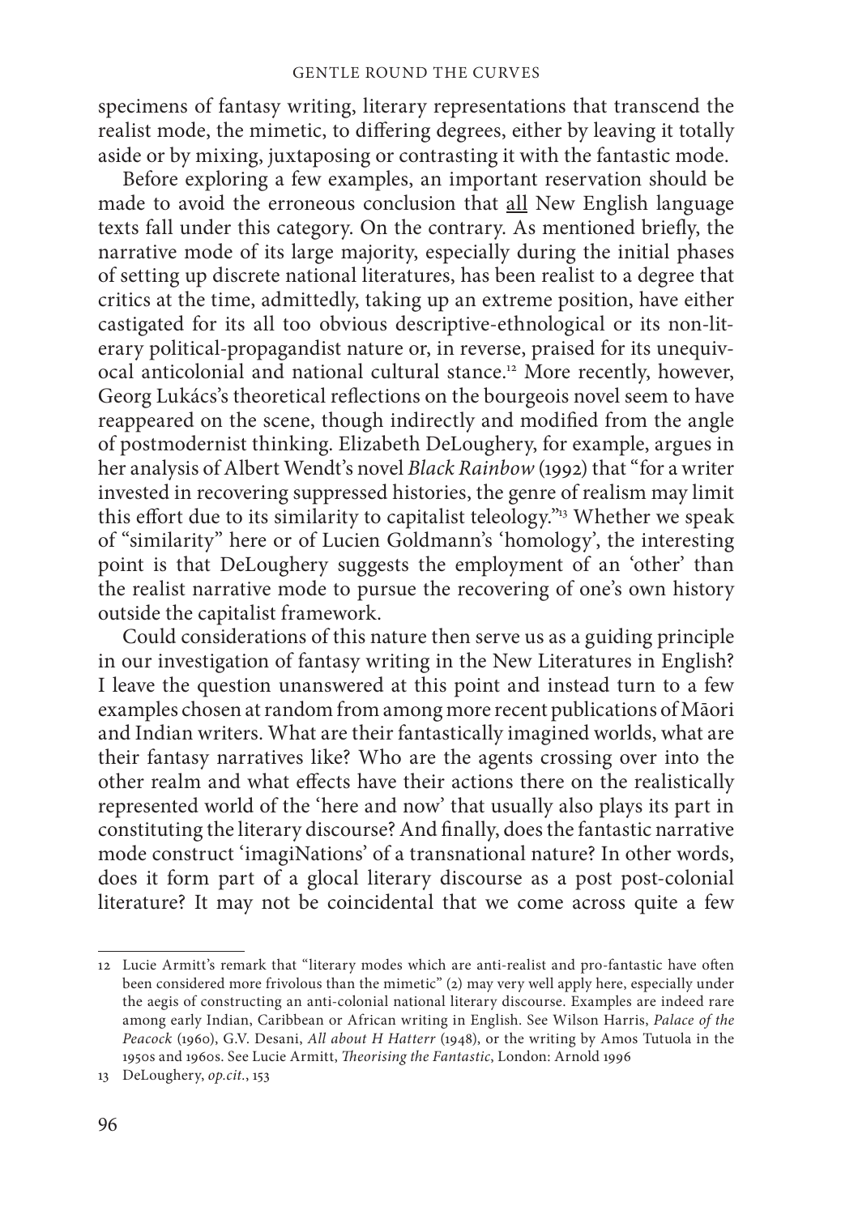specimens of fantasy writing, literary representations that transcend the realist mode, the mimetic, to differing degrees, either by leaving it totally aside or by mixing, juxtaposing or contrasting it with the fantastic mode.

Before exploring a few examples, an important reservation should be made to avoid the erroneous conclusion that all New English language texts fall under this category. On the contrary. As mentioned briefly, the narrative mode of its large majority, especially during the initial phases of setting up discrete national literatures, has been realist to a degree that critics at the time, admittedly, taking up an extreme position, have either castigated for its all too obvious descriptive-ethnological or its non-literary political-propagandist nature or, in reverse, praised for its unequivocal anticolonial and national cultural stance.[12] More recently, however, Georg Lukács's theoretical reflections on the bourgeois novel seem to have reappeared on the scene, though indirectly and modified from the angle of postmodernist thinking. Elizabeth DeLoughery, for example, argues in her analysis of Albert Wendt's novel *Black Rainbow* (1992) that "for a writer invested in recovering suppressed histories, the genre of realism may limit this effort due to its similarity to capitalist teleology."[13] Whether we speak of "similarity" here or of Lucien Goldmann's 'homology', the interesting point is that DeLoughery suggests the employment of an 'other' than the realist narrative mode to pursue the recovering of one's own history outside the capitalist framework.

Could considerations of this nature then serve us as a guiding principle in our investigation of fantasy writing in the New Literatures in English? I leave the question unanswered at this point and instead turn to a few examples chosen at random from among more recent publications of Māori and Indian writers. What are their fantastically imagined worlds, what are their fantasy narratives like? Who are the agents crossing over into the other realm and what effects have their actions there on the realistically represented world of the 'here and now' that usually also plays its part in constituting the literary discourse? And finally, does the fantastic narrative mode construct 'imagiNations' of a transnational nature? In other words, does it form part of a glocal literary discourse as a post post-colonial literature? It may not be coincidental that we come across quite a few

---

12 Lucie Armitt's remark that "literary modes which are anti-realist and pro-fantastic have often been considered more frivolous than the mimetic" (2) may very well apply here, especially under the aegis of constructing an anti-colonial national literary discourse. Examples are indeed rare among early Indian, Caribbean or African writing in English. See Wilson Harris, *Palace of the Peacock* (1960), G.V. Desani, *All about H Hatterr* (1948), or the writing by Amos Tutuola in the 1950s and 1960s. See Lucie Armitt, *Theorising the Fantastic*, London: Arnold 1996

13 DeLoughery, *op.cit.*, 153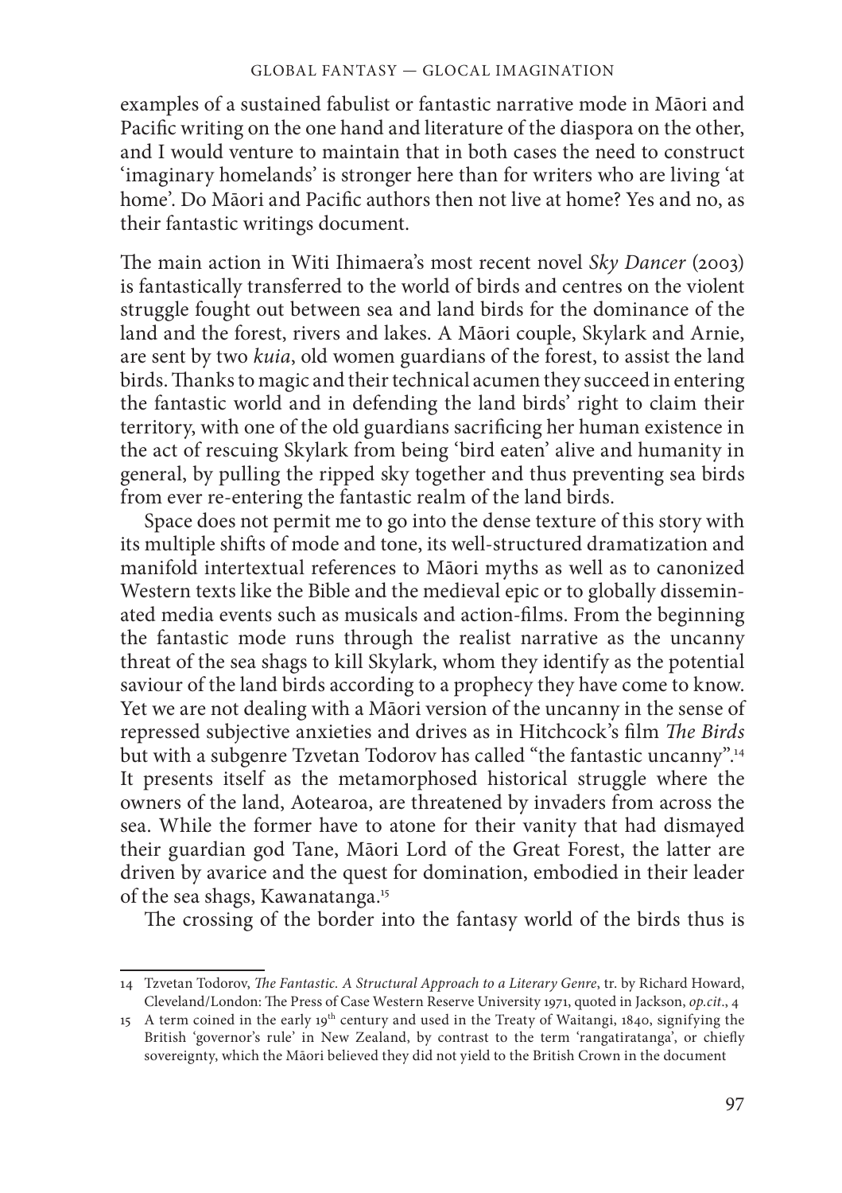examples of a sustained fabulist or fantastic narrative mode in Māori and Pacific writing on the one hand and literature of the diaspora on the other, and I would venture to maintain that in both cases the need to construct 'imaginary homelands' is stronger here than for writers who are living 'at home'. Do Māori and Pacific authors then not live at home? Yes and no, as their fantastic writings document.

The main action in Witi Ihimaera's most recent novel *Sky Dancer* (2003) is fantastically transferred to the world of birds and centres on the violent struggle fought out between sea and land birds for the dominance of the land and the forest, rivers and lakes. A Māori couple, Skylark and Arnie, are sent by two *kuia*, old women guardians of the forest, to assist the land birds. Thanks to magic and their technical acumen they succeed in entering the fantastic world and in defending the land birds' right to claim their territory, with one of the old guardians sacrificing her human existence in the act of rescuing Skylark from being 'bird eaten' alive and humanity in general, by pulling the ripped sky together and thus preventing sea birds from ever re-entering the fantastic realm of the land birds.

Space does not permit me to go into the dense texture of this story with its multiple shifts of mode and tone, its well-structured dramatization and manifold intertextual references to Māori myths as well as to canonized Western texts like the Bible and the medieval epic or to globally disseminated media events such as musicals and action-films. From the beginning the fantastic mode runs through the realist narrative as the uncanny threat of the sea shags to kill Skylark, whom they identify as the potential saviour of the land birds according to a prophecy they have come to know. Yet we are not dealing with a Māori version of the uncanny in the sense of repressed subjective anxieties and drives as in Hitchcock's film *The Birds* but with a subgenre Tzvetan Todorov has called "the fantastic uncanny".[14] It presents itself as the metamorphosed historical struggle where the owners of the land, Aotearoa, are threatened by invaders from across the sea. While the former have to atone for their vanity that had dismayed their guardian god Tane, Māori Lord of the Great Forest, the latter are driven by avarice and the quest for domination, embodied in their leader of the sea shags, Kawanatanga.[15]

The crossing of the border into the fantasy world of the birds thus is

---

14 Tzvetan Todorov, *The Fantastic. A Structural Approach to a Literary Genre*, tr. by Richard Howard, Cleveland/London: The Press of Case Western Reserve University 1971, quoted in Jackson, *op.cit.*, 4

15 A term coined in the early 19th century and used in the Treaty of Waitangi, 1840, signifying the British 'governor's rule' in New Zealand, by contrast to the term 'rangatiratanga', or chiefly sovereignty, which the Māori believed they did not yield to the British Crown in the document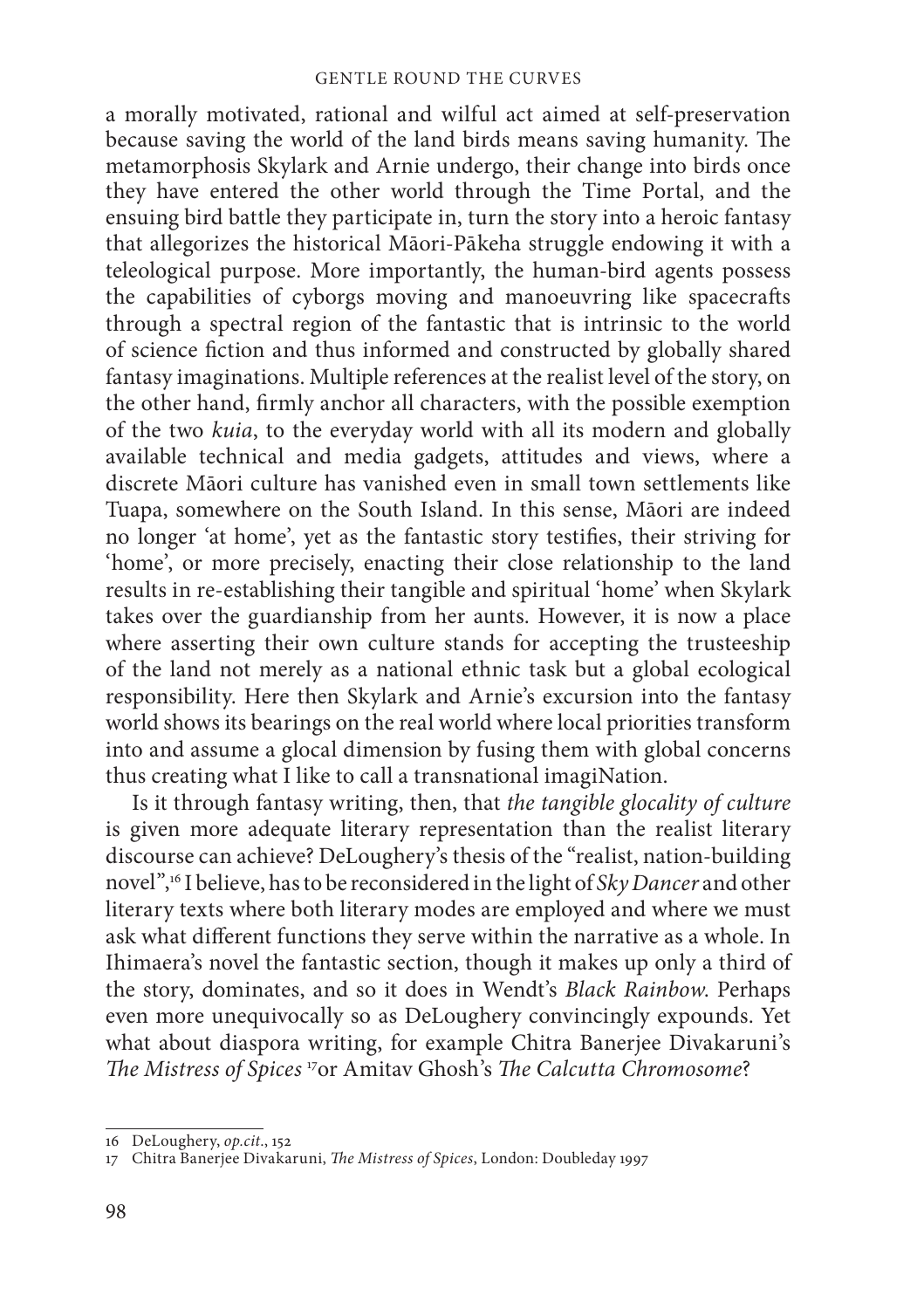a morally motivated, rational and wilful act aimed at self-preservation because saving the world of the land birds means saving humanity. The metamorphosis Skylark and Arnie undergo, their change into birds once they have entered the other world through the Time Portal, and the ensuing bird battle they participate in, turn the story into a heroic fantasy that allegorizes the historical Māori-Pākeha struggle endowing it with a teleological purpose. More importantly, the human-bird agents possess the capabilities of cyborgs moving and manoeuvring like spacecrafts through a spectral region of the fantastic that is intrinsic to the world of science fiction and thus informed and constructed by globally shared fantasy imaginations. Multiple references at the realist level of the story, on the other hand, firmly anchor all characters, with the possible exemption of the two *kuia*, to the everyday world with all its modern and globally available technical and media gadgets, attitudes and views, where a discrete Māori culture has vanished even in small town settlements like Tuapa, somewhere on the South Island. In this sense, Māori are indeed no longer 'at home', yet as the fantastic story testifies, their striving for 'home', or more precisely, enacting their close relationship to the land results in re-establishing their tangible and spiritual 'home' when Skylark takes over the guardianship from her aunts. However, it is now a place where asserting their own culture stands for accepting the trusteeship of the land not merely as a national ethnic task but a global ecological responsibility. Here then Skylark and Arnie's excursion into the fantasy world shows its bearings on the real world where local priorities transform into and assume a glocal dimension by fusing them with global concerns thus creating what I like to call a transnational imagiNation.

Is it through fantasy writing, then, that *the tangible glocality of culture* is given more adequate literary representation than the realist literary discourse can achieve? DeLoughery's thesis of the "realist, nation-building novel",[16] I believe, has to be reconsidered in the light of *Sky Dancer* and other literary texts where both literary modes are employed and where we must ask what different functions they serve within the narrative as a whole. In Ihimaera's novel the fantastic section, though it makes up only a third of the story, dominates, and so it does in Wendt's *Black Rainbow*. Perhaps even more unequivocally so as DeLoughery convincingly expounds. Yet what about diaspora writing, for example Chitra Banerjee Divakaruni's *The Mistress of Spices*[17] or Amitav Ghosh's *The Calcutta Chromosome*?

---

16 DeLoughery, *op.cit.*, 152

17 Chitra Banerjee Divakaruni, *The Mistress of Spices*, London: Doubleday 1997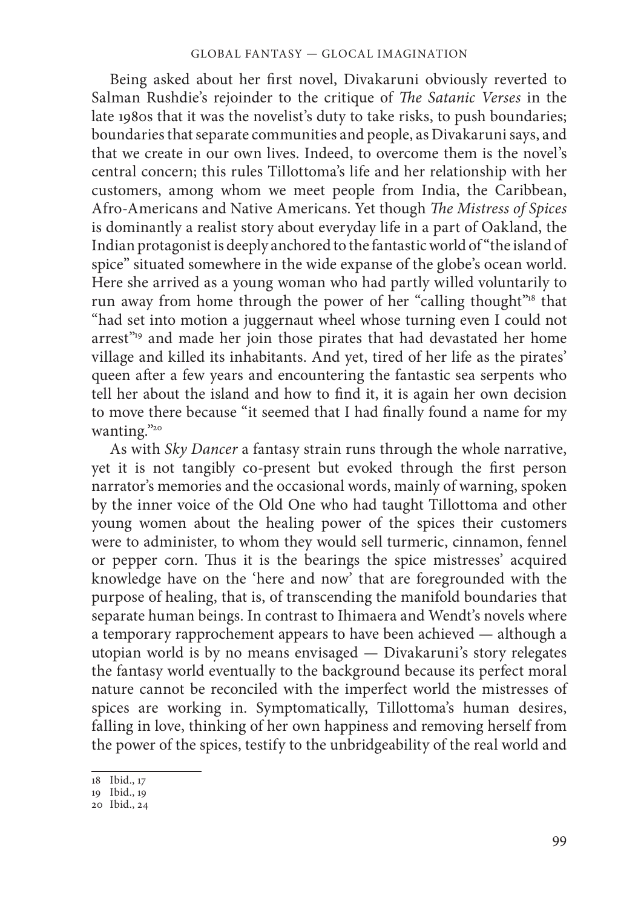Being asked about her first novel, Divakaruni obviously reverted to Salman Rushdie's rejoinder to the critique of *The Satanic Verses* in the late 1980s that it was the novelist's duty to take risks, to push boundaries; boundaries that separate communities and people, as Divakaruni says, and that we create in our own lives. Indeed, to overcome them is the novel's central concern; this rules Tillottoma's life and her relationship with her customers, among whom we meet people from India, the Caribbean, Afro-Americans and Native Americans. Yet though *The Mistress of Spices* is dominantly a realist story about everyday life in a part of Oakland, the Indian protagonist is deeply anchored to the fantastic world of "the island of spice" situated somewhere in the wide expanse of the globe's ocean world. Here she arrived as a young woman who had partly willed voluntarily to run away from home through the power of her "calling thought"[18] that "had set into motion a juggernaut wheel whose turning even I could not arrest"[19] and made her join those pirates that had devastated her home village and killed its inhabitants. And yet, tired of her life as the pirates' queen after a few years and encountering the fantastic sea serpents who tell her about the island and how to find it, it is again her own decision to move there because "it seemed that I had finally found a name for my wanting."[20]

As with *Sky Dancer* a fantasy strain runs through the whole narrative, yet it is not tangibly co-present but evoked through the first person narrator's memories and the occasional words, mainly of warning, spoken by the inner voice of the Old One who had taught Tillottoma and other young women about the healing power of the spices their customers were to administer, to whom they would sell turmeric, cinnamon, fennel or pepper corn. Thus it is the bearings the spice mistresses' acquired knowledge have on the 'here and now' that are foregrounded with the purpose of healing, that is, of transcending the manifold boundaries that separate human beings. In contrast to Ihimaera and Wendt's novels where a temporary rapprochement appears to have been achieved — although a utopian world is by no means envisaged — Divakaruni's story relegates the fantasy world eventually to the background because its perfect moral nature cannot be reconciled with the imperfect world the mistresses of spices are working in. Symptomatically, Tillottoma's human desires, falling in love, thinking of her own happiness and removing herself from the power of the spices, testify to the unbridgeability of the real world and

---

18 Ibid., 17

19 Ibid., 19

20 Ibid., 24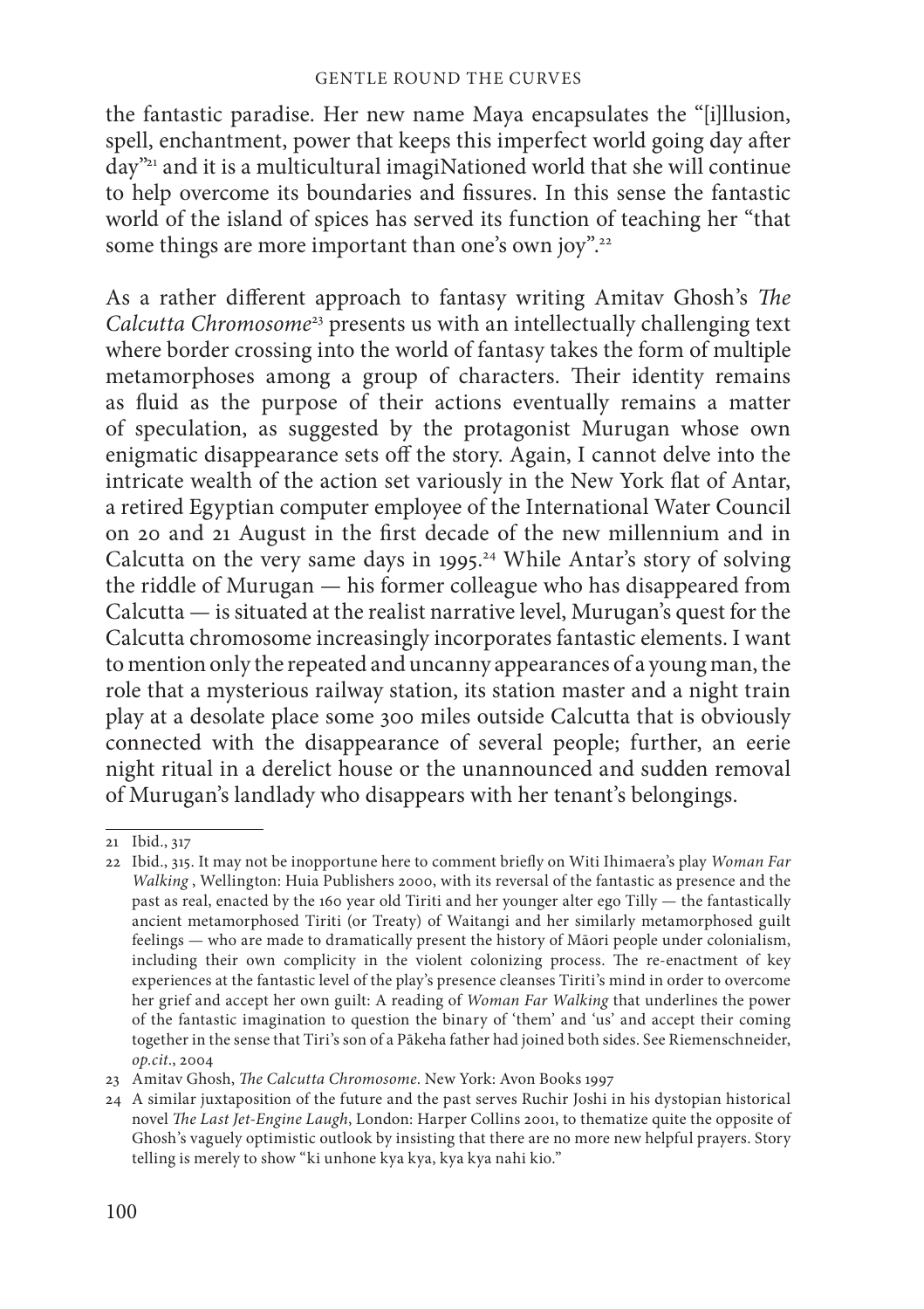the fantastic paradise. Her new name Maya encapsulates the "[i]llusion, spell, enchantment, power that keeps this imperfect world going day after day"[21] and it is a multicultural imagiNationed world that she will continue to help overcome its boundaries and fissures. In this sense the fantastic world of the island of spices has served its function of teaching her "that some things are more important than one's own joy".[22]

As a rather different approach to fantasy writing Amitav Ghosh's *The Calcutta Chromosome*[23] presents us with an intellectually challenging text where border crossing into the world of fantasy takes the form of multiple metamorphoses among a group of characters. Their identity remains as fluid as the purpose of their actions eventually remains a matter of speculation, as suggested by the protagonist Murugan whose own enigmatic disappearance sets off the story. Again, I cannot delve into the intricate wealth of the action set variously in the New York flat of Antar, a retired Egyptian computer employee of the International Water Council on 20 and 21 August in the first decade of the new millennium and in Calcutta on the very same days in 1995.[24] While Antar's story of solving the riddle of Murugan — his former colleague who has disappeared from Calcutta — is situated at the realist narrative level, Murugan's quest for the Calcutta chromosome increasingly incorporates fantastic elements. I want to mention only the repeated and uncanny appearances of a young man, the role that a mysterious railway station, its station master and a night train play at a desolate place some 300 miles outside Calcutta that is obviously connected with the disappearance of several people; further, an eerie night ritual in a derelict house or the unannounced and sudden removal of Murugan's landlady who disappears with her tenant's belongings.

---

21 Ibid., 317

22 Ibid., 315. It may not be inopportune here to comment briefly on Witi Ihimaera's play *Woman Far Walking* , Wellington: Huia Publishers 2000, with its reversal of the fantastic as presence and the past as real, enacted by the 160 year old Tiriti and her younger alter ego Tilly — the fantastically ancient metamorphosed Tiriti (or Treaty) of Waitangi and her similarly metamorphosed guilt feelings — who are made to dramatically present the history of Māori people under colonialism, including their own complicity in the violent colonizing process. The re-enactment of key experiences at the fantastic level of the play's presence cleanses Tiriti's mind in order to overcome her grief and accept her own guilt: A reading of *Woman Far Walking* that underlines the power of the fantastic imagination to question the binary of 'them' and 'us' and accept their coming together in the sense that Tiri's son of a Pākeha father had joined both sides. See Riemenschneider, *op.cit*., 2004

23 Amitav Ghosh, *The Calcutta Chromosome*. New York: Avon Books 1997

24 A similar juxtaposition of the future and the past serves Ruchir Joshi in his dystopian historical novel *The Last Jet-Engine Laugh*, London: Harper Collins 2001, to thematize quite the opposite of Ghosh's vaguely optimistic outlook by insisting that there are no more new helpful prayers. Story telling is merely to show "ki unhone kya kya, kya kya nahi kio."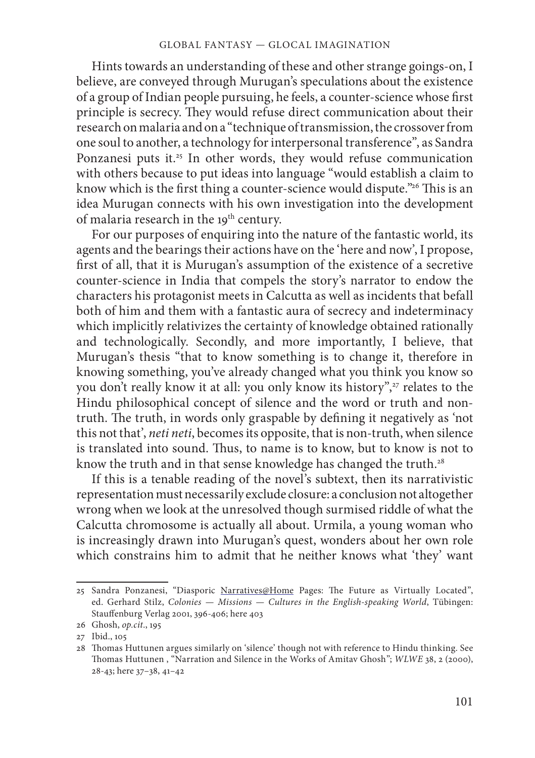Hints towards an understanding of these and other strange goings-on, I believe, are conveyed through Murugan's speculations about the existence of a group of Indian people pursuing, he feels, a counter-science whose first principle is secrecy. They would refuse direct communication about their research on malaria and on a "technique of transmission, the crossover from one soul to another, a technology for interpersonal transference", as Sandra Ponzanesi puts it.[25] In other words, they would refuse communication with others because to put ideas into language "would establish a claim to know which is the first thing a counter-science would dispute."[26] This is an idea Murugan connects with his own investigation into the development of malaria research in the 19[th] century.

For our purposes of enquiring into the nature of the fantastic world, its agents and the bearings their actions have on the 'here and now', I propose, first of all, that it is Murugan's assumption of the existence of a secretive counter-science in India that compels the story's narrator to endow the characters his protagonist meets in Calcutta as well as incidents that befall both of him and them with a fantastic aura of secrecy and indeterminacy which implicitly relativizes the certainty of knowledge obtained rationally and technologically. Secondly, and more importantly, I believe, that Murugan's thesis "that to know something is to change it, therefore in knowing something, you've already changed what you think you know so you don't really know it at all: you only know its history",[27] relates to the Hindu philosophical concept of silence and the word or truth and non-truth. The truth, in words only graspable by defining it negatively as 'not this not that', *neti neti*, becomes its opposite, that is non-truth, when silence is translated into sound. Thus, to name is to know, but to know is not to know the truth and in that sense knowledge has changed the truth.[28]

If this is a tenable reading of the novel's subtext, then its narrativistic representation must necessarily exclude closure: a conclusion not altogether wrong when we look at the unresolved though surmised riddle of what the Calcutta chromosome is actually all about. Urmila, a young woman who is increasingly drawn into Murugan's quest, wonders about her own role which constrains him to admit that he neither knows what 'they' want

---

25 Sandra Ponzanesi, "Diasporic Narratives@Home Pages: The Future as Virtually Located", ed. Gerhard Stilz, *Colonies — Missions — Cultures in the English-speaking World*, Tübingen: Stauffenburg Verlag 2001, 396-406; here 403

26 Ghosh, *op.cit*., 195

27 Ibid., 105

28 Thomas Huttunen argues similarly on 'silence' though not with reference to Hindu thinking. See Thomas Huttunen , "Narration and Silence in the Works of Amitav Ghosh"; *WLWE* 38, 2 (2000), 28-43; here 37–38, 41–42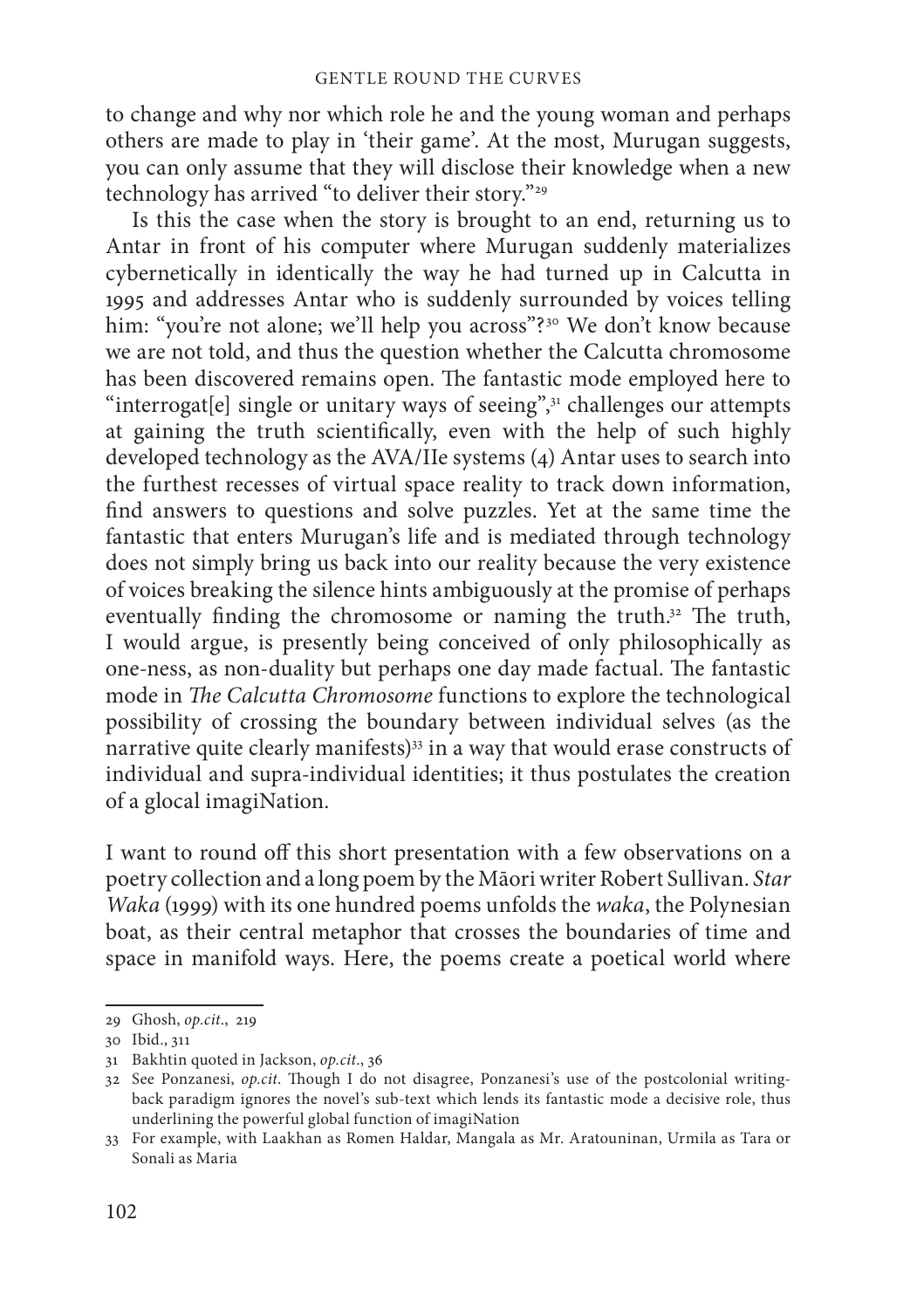to change and why nor which role he and the young woman and perhaps others are made to play in 'their game'. At the most, Murugan suggests, you can only assume that they will disclose their knowledge when a new technology has arrived "to deliver their story."[29]

Is this the case when the story is brought to an end, returning us to Antar in front of his computer where Murugan suddenly materializes cybernetically in identically the way he had turned up in Calcutta in 1995 and addresses Antar who is suddenly surrounded by voices telling him: "you're not alone; we'll help you across"?[30] We don't know because we are not told, and thus the question whether the Calcutta chromosome has been discovered remains open. The fantastic mode employed here to "interrogat[e] single or unitary ways of seeing",[31] challenges our attempts at gaining the truth scientifically, even with the help of such highly developed technology as the AVA/IIe systems (4) Antar uses to search into the furthest recesses of virtual space reality to track down information, find answers to questions and solve puzzles. Yet at the same time the fantastic that enters Murugan's life and is mediated through technology does not simply bring us back into our reality because the very existence of voices breaking the silence hints ambiguously at the promise of perhaps eventually finding the chromosome or naming the truth.[32] The truth, I would argue, is presently being conceived of only philosophically as one-ness, as non-duality but perhaps one day made factual. The fantastic mode in *The Calcutta Chromosome* functions to explore the technological possibility of crossing the boundary between individual selves (as the narrative quite clearly manifests)[33] in a way that would erase constructs of individual and supra-individual identities; it thus postulates the creation of a glocal imagiNation.

I want to round off this short presentation with a few observations on a poetry collection and a long poem by the Māori writer Robert Sullivan. *Star Waka* (1999) with its one hundred poems unfolds the *waka*, the Polynesian boat, as their central metaphor that crosses the boundaries of time and space in manifold ways. Here, the poems create a poetical world where

---

29 Ghosh, *op.cit*., 219

30 Ibid., 311

31 Bakhtin quoted in Jackson, *op.cit*., 36

32 See Ponzanesi, *op.cit*. Though I do not disagree, Ponzanesi's use of the postcolonial writing-back paradigm ignores the novel's sub-text which lends its fantastic mode a decisive role, thus underlining the powerful global function of imagiNation

33 For example, with Laakhan as Romen Haldar, Mangala as Mr. Aratouninan, Urmila as Tara or Sonali as Maria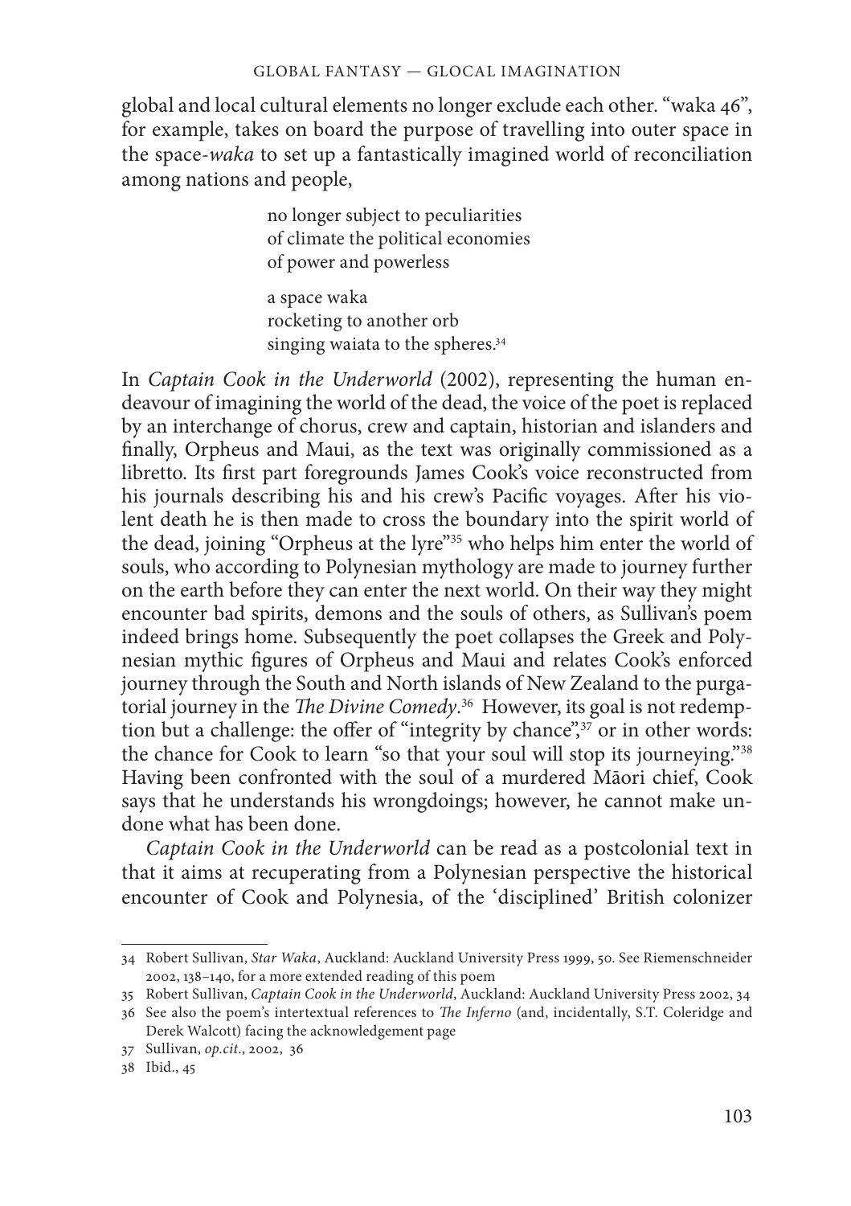global and local cultural elements no longer exclude each other. "waka 46", for example, takes on board the purpose of travelling into outer space in the space-*waka* to set up a fantastically imagined world of reconciliation among nations and people,

> no longer subject to peculiarities
> of climate the political economies
> of power and powerless
>
> a space waka
> rocketing to another orb
> singing waiata to the spheres.[34]

In *Captain Cook in the Underworld* (2002), representing the human endeavour of imagining the world of the dead, the voice of the poet is replaced by an interchange of chorus, crew and captain, historian and islanders and finally, Orpheus and Maui, as the text was originally commissioned as a libretto. Its first part foregrounds James Cook's voice reconstructed from his journals describing his and his crew's Pacific voyages. After his violent death he is then made to cross the boundary into the spirit world of the dead, joining "Orpheus at the lyre"[35] who helps him enter the world of souls, who according to Polynesian mythology are made to journey further on the earth before they can enter the next world. On their way they might encounter bad spirits, demons and the souls of others, as Sullivan's poem indeed brings home. Subsequently the poet collapses the Greek and Polynesian mythic figures of Orpheus and Maui and relates Cook's enforced journey through the South and North islands of New Zealand to the purgatorial journey in the *The Divine Comedy*.[36] However, its goal is not redemption but a challenge: the offer of "integrity by chance",[37] or in other words: the chance for Cook to learn "so that your soul will stop its journeying."[38] Having been confronted with the soul of a murdered Māori chief, Cook says that he understands his wrongdoings; however, he cannot make undone what has been done.

*Captain Cook in the Underworld* can be read as a postcolonial text in that it aims at recuperating from a Polynesian perspective the historical encounter of Cook and Polynesia, of the 'disciplined' British colonizer

---

34 Robert Sullivan, *Star Waka*, Auckland: Auckland University Press 1999, 50. See Riemenschneider 2002, 138–140, for a more extended reading of this poem

35 Robert Sullivan, *Captain Cook in the Underworld*, Auckland: Auckland University Press 2002, 34

36 See also the poem's intertextual references to *The Inferno* (and, incidentally, S.T. Coleridge and Derek Walcott) facing the acknowledgement page

37 Sullivan, *op.cit.*, 2002, 36

38 Ibid., 45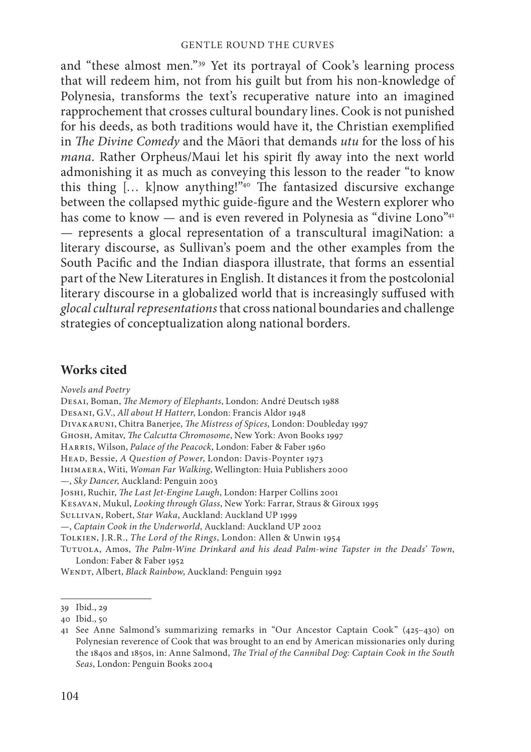and "these almost men."[39] Yet its portrayal of Cook's learning process that will redeem him, not from his guilt but from his non-knowledge of Polynesia, transforms the text's recuperative nature into an imagined rapprochement that crosses cultural boundary lines. Cook is not punished for his deeds, as both traditions would have it, the Christian exemplified in *The Divine Comedy* and the Māori that demands *utu* for the loss of his *mana*. Rather Orpheus/Maui let his spirit fly away into the next world admonishing it as much as conveying this lesson to the reader "to know this thing [… k]now anything!"[40] The fantasized discursive exchange between the collapsed mythic guide-figure and the Western explorer who has come to know — and is even revered in Polynesia as "divine Lono"[41] — represents a glocal representation of a transcultural imagiNation: a literary discourse, as Sullivan's poem and the other examples from the South Pacific and the Indian diaspora illustrate, that forms an essential part of the New Literatures in English. It distances it from the postcolonial literary discourse in a globalized world that is increasingly suffused with *glocal cultural representations* that cross national boundaries and challenge strategies of conceptualization along national borders.

## Works cited

*Novels and Poetry*

Desai, Boman, *The Memory of Elephants*, London: André Deutsch 1988

Desani, G.V., *All about H Hatterr*, London: Francis Aldor 1948

Divakaruni, Chitra Banerjee, *The Mistress of Spices*, London: Doubleday 1997

Ghosh, Amitav, *The Calcutta Chromosome*, New York: Avon Books 1997

Harris, Wilson, *Palace of the Peacock*, London: Faber & Faber 1960

Head, Bessie, *A Question of Power*, London: Davis-Poynter 1973

Ihimaera, Witi, *Woman Far Walking*, Wellington: Huia Publishers 2000

—, *Sky Dancer*, Auckland: Penguin 2003

Joshi, Ruchir, *The Last Jet-Engine Laugh*, London: Harper Collins 2001

Kesavan, Mukul, *Looking through Glass*, New York: Farrar, Straus & Giroux 1995

Sullivan, Robert, *Star Waka*, Auckland: Auckland UP 1999

—, *Captain Cook in the Underworld*, Auckland: Auckland UP 2002

Tolkien, J.R.R., *The Lord of the Rings*, London: Allen & Unwin 1954

Tutuola, Amos, *The Palm-Wine Drinkard and his dead Palm-wine Tapster in the Deads' Town*, London: Faber & Faber 1952

Wendt, Albert, *Black Rainbow*, Auckland: Penguin 1992

---

39 Ibid., 29

40 Ibid., 50

41 See Anne Salmond's summarizing remarks in "Our Ancestor Captain Cook" (425–430) on Polynesian reverence of Cook that was brought to an end by American missionaries only during the 1840s and 1850s, in: Anne Salmond, *The Trial of the Cannibal Dog: Captain Cook in the South Seas*, London: Penguin Books 2004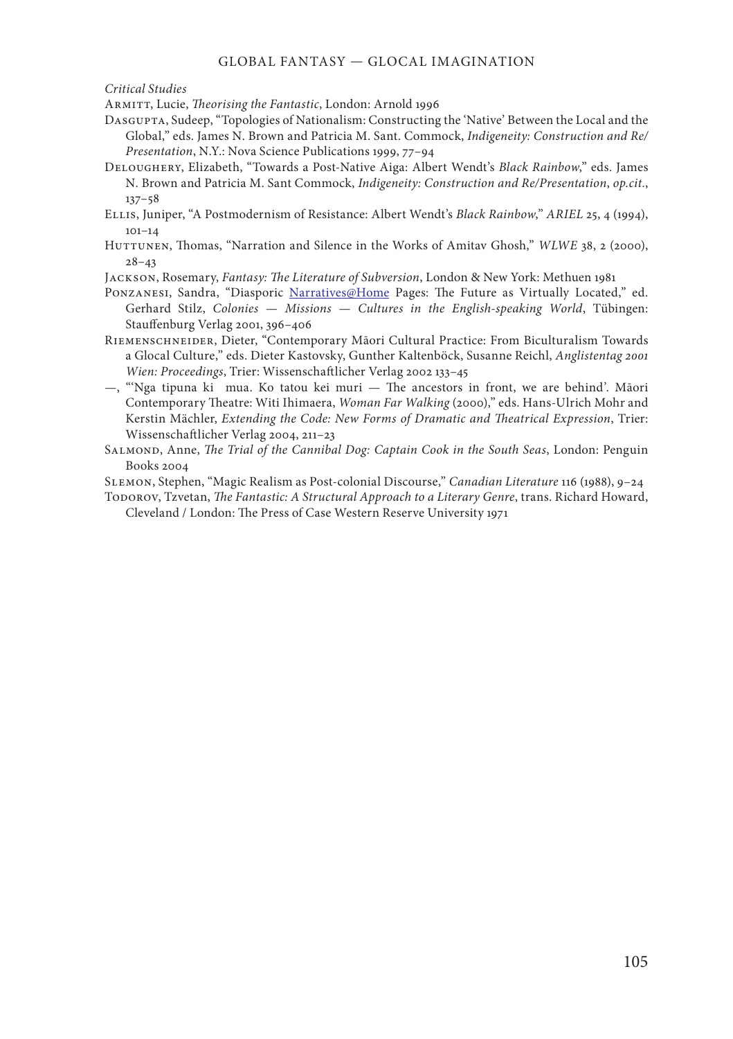*Critical Studies*

Armitt, Lucie, *Theorising the Fantastic*, London: Arnold 1996

Dasgupta, Sudeep, "Topologies of Nationalism: Constructing the 'Native' Between the Local and the Global," eds. James N. Brown and Patricia M. Sant. Commock, *Indigeneity: Construction and Re/Presentation*, N.Y.: Nova Science Publications 1999, 77–94

Deloughery, Elizabeth, "Towards a Post-Native Aiga: Albert Wendt's *Black Rainbow*," eds. James N. Brown and Patricia M. Sant Commock, *Indigeneity: Construction and Re/Presentation*, *op.cit.*, 137–58

Ellis, Juniper, "A Postmodernism of Resistance: Albert Wendt's *Black Rainbow*," *ARIEL* 25, 4 (1994), 101–14

Huttunen, Thomas, "Narration and Silence in the Works of Amitav Ghosh," *WLWE* 38, 2 (2000), 28–43

Jackson, Rosemary, *Fantasy: The Literature of Subversion*, London & New York: Methuen 1981

Ponzanesi, Sandra, "Diasporic Narratives@Home Pages: The Future as Virtually Located," ed. Gerhard Stilz, *Colonies — Missions — Cultures in the English-speaking World*, Tübingen: Stauffenburg Verlag 2001, 396–406

Riemenschneider, Dieter, "Contemporary Māori Cultural Practice: From Biculturalism Towards a Glocal Culture," eds. Dieter Kastovsky, Gunther Kaltenböck, Susanne Reichl, *Anglistentag 2001 Wien: Proceedings*, Trier: Wissenschaftlicher Verlag 2002 133–45

—, "'Nga tipuna ki mua. Ko tatou kei muri — The ancestors in front, we are behind'. Māori Contemporary Theatre: Witi Ihimaera, *Woman Far Walking* (2000)," eds. Hans-Ulrich Mohr and Kerstin Mächler, *Extending the Code: New Forms of Dramatic and Theatrical Expression*, Trier: Wissenschaftlicher Verlag 2004, 211–23

Salmond, Anne, *The Trial of the Cannibal Dog: Captain Cook in the South Seas*, London: Penguin Books 2004

Slemon, Stephen, "Magic Realism as Post-colonial Discourse," *Canadian Literature* 116 (1988), 9–24

Todorov, Tzvetan, *The Fantastic: A Structural Approach to a Literary Genre*, trans. Richard Howard, Cleveland / London: The Press of Case Western Reserve University 1971